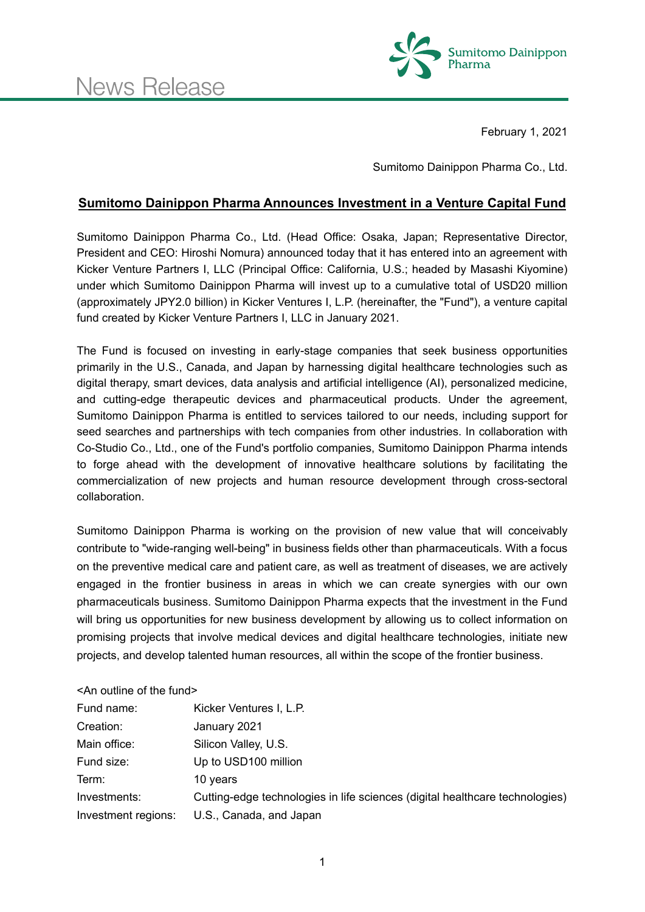News Release

Sumitomo Dainippon Pharma

February 1, 2021

Sumitomo Dainippon Pharma Co., Ltd.

# Sumitomo Dainippon Pharma Announces Investment in a Venture Capital Fund

Sumitomo Dainippon Pharma Co., Ltd. (Head Office: Osaka, Japan; Representative Director, President and CEO: Hiroshi Nomura) announced today that it has entered into an agreement with Kicker Venture Partners I, LLC (Principal Office: California, U.S.; headed by Masashi Kiyomine) under which Sumitomo Dainippon Pharma will invest up to a cumulative total of USD20 million (approximately JPY2.0 billion) in Kicker Ventures I, L.P. (hereinafter, the "Fund"), a venture capital fund created by Kicker Venture Partners I, LLC in January 2021.

The Fund is focused on investing in early-stage companies that seek business opportunities primarily in the U.S., Canada, and Japan by harnessing digital healthcare technologies such as digital therapy, smart devices, data analysis and artificial intelligence (AI), personalized medicine, and cutting-edge therapeutic devices and pharmaceutical products. Under the agreement, Sumitomo Dainippon Pharma is entitled to services tailored to our needs, including support for seed searches and partnerships with tech companies from other industries. In collaboration with Co-Studio Co., Ltd., one of the Fund's portfolio companies, Sumitomo Dainippon Pharma intends to forge ahead with the development of innovative healthcare solutions by facilitating the commercialization of new projects and human resource development through cross-sectoral collaboration.

Sumitomo Dainippon Pharma is working on the provision of new value that will conceivably contribute to "wide-ranging well-being" in business fields other than pharmaceuticals. With a focus on the preventive medical care and patient care, as well as treatment of diseases, we are actively engaged in the frontier business in areas in which we can create synergies with our own pharmaceuticals business. Sumitomo Dainippon Pharma expects that the investment in the Fund will bring us opportunities for new business development by allowing us to collect information on promising projects that involve medical devices and digital healthcare technologies, initiate new projects, and develop talented human resources, all within the scope of the frontier business.

<An outline of the fund>

| | |
|---|---|
| Fund name: | Kicker Ventures I, L.P. |
| Creation: | January 2021 |
| Main office: | Silicon Valley, U.S. |
| Fund size: | Up to USD100 million |
| Term: | 10 years |
| Investments: | Cutting-edge technologies in life sciences (digital healthcare technologies) |
| Investment regions: | U.S., Canada, and Japan |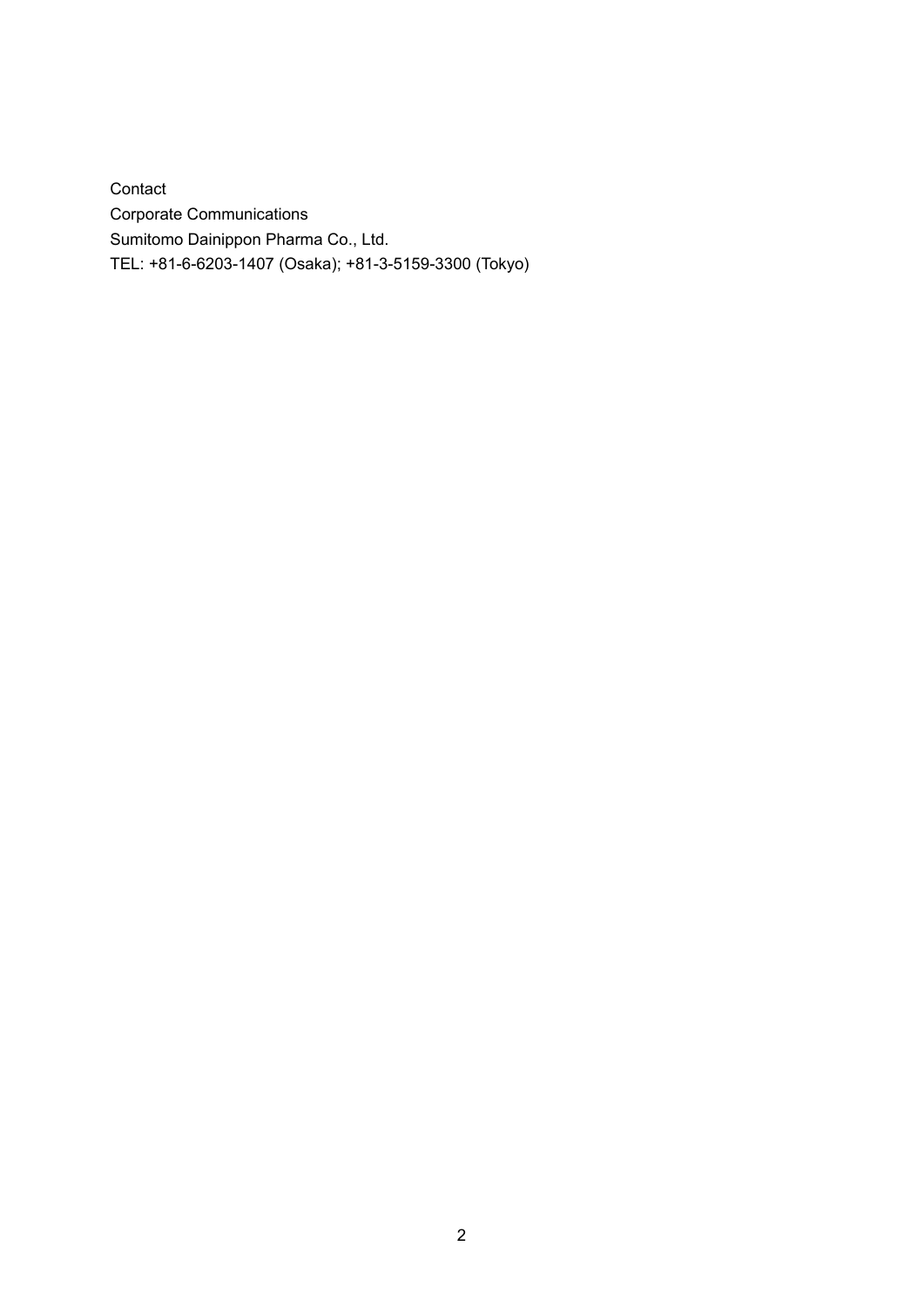Contact

Corporate Communications

Sumitomo Dainippon Pharma Co., Ltd.

TEL: +81-6-6203-1407 (Osaka); +81-3-5159-3300 (Tokyo)